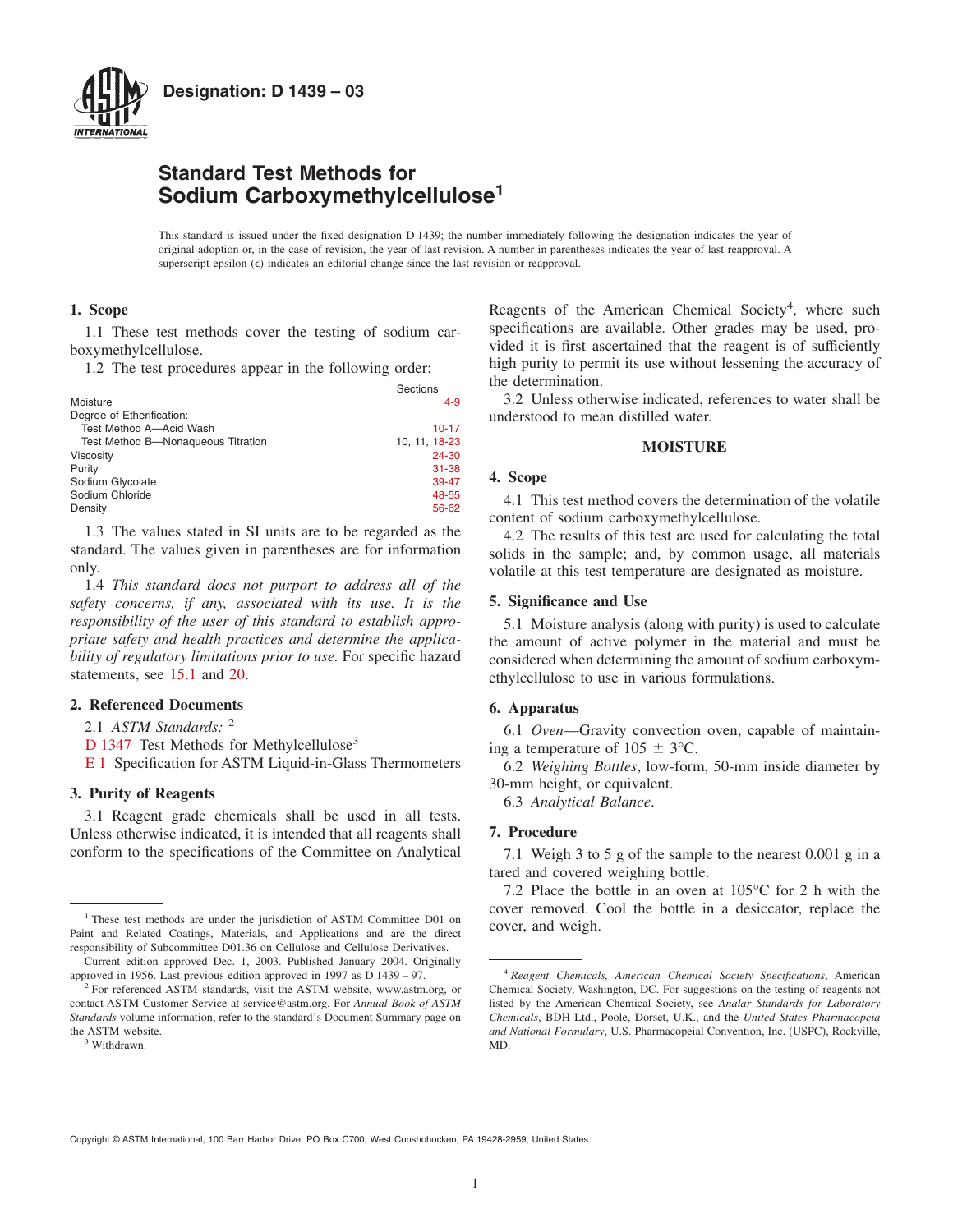# Designation: D 1439 – 03

## Standard Test Methods for Sodium Carboxymethylcellulose[1]

This standard is issued under the fixed designation D 1439; the number immediately following the designation indicates the year of original adoption or, in the case of revision, the year of last revision. A number in parentheses indicates the year of last reapproval. A superscript epsilon (ϵ) indicates an editorial change since the last revision or reapproval.

### 1. Scope

1.1 These test methods cover the testing of sodium carboxymethylcellulose.

1.2 The test procedures appear in the following order:

| | Sections |
|---|---|
| Moisture | 4-9 |
| Degree of Etherification: | |
| Test Method A—Acid Wash | 10-17 |
| Test Method B—Nonaqueous Titration | 10, 11, 18-23 |
| Viscosity | 24-30 |
| Purity | 31-38 |
| Sodium Glycolate | 39-47 |
| Sodium Chloride | 48-55 |
| Density | 56-62 |

1.3 The values stated in SI units are to be regarded as the standard. The values given in parentheses are for information only.

1.4 *This standard does not purport to address all of the safety concerns, if any, associated with its use. It is the responsibility of the user of this standard to establish appropriate safety and health practices and determine the applicability of regulatory limitations prior to use.* For specific hazard statements, see 15.1 and 20.

### 2. Referenced Documents

2.1 *ASTM Standards:* [2]

D 1347 Test Methods for Methylcellulose[3]

E 1 Specification for ASTM Liquid-in-Glass Thermometers

### 3. Purity of Reagents

3.1 Reagent grade chemicals shall be used in all tests. Unless otherwise indicated, it is intended that all reagents shall conform to the specifications of the Committee on Analytical Reagents of the American Chemical Society[4], where such specifications are available. Other grades may be used, provided it is first ascertained that the reagent is of sufficiently high purity to permit its use without lessening the accuracy of the determination.

3.2 Unless otherwise indicated, references to water shall be understood to mean distilled water.

## MOISTURE

### 4. Scope

4.1 This test method covers the determination of the volatile content of sodium carboxymethylcellulose.

4.2 The results of this test are used for calculating the total solids in the sample; and, by common usage, all materials volatile at this test temperature are designated as moisture.

### 5. Significance and Use

5.1 Moisture analysis (along with purity) is used to calculate the amount of active polymer in the material and must be considered when determining the amount of sodium carboxymethylcellulose to use in various formulations.

### 6. Apparatus

6.1 *Oven*—Gravity convection oven, capable of maintaining a temperature of 105 ± 3°C.

6.2 *Weighing Bottles*, low-form, 50-mm inside diameter by 30-mm height, or equivalent.

6.3 *Analytical Balance*.

### 7. Procedure

7.1 Weigh 3 to 5 g of the sample to the nearest 0.001 g in a tared and covered weighing bottle.

7.2 Place the bottle in an oven at 105°C for 2 h with the cover removed. Cool the bottle in a desiccator, replace the cover, and weigh.

---

[1] These test methods are under the jurisdiction of ASTM Committee D01 on Paint and Related Coatings, Materials, and Applications and are the direct responsibility of Subcommittee D01.36 on Cellulose and Cellulose Derivatives.

Current edition approved Dec. 1, 2003. Published January 2004. Originally approved in 1956. Last previous edition approved in 1997 as D 1439 – 97.

[2] For referenced ASTM standards, visit the ASTM website, www.astm.org, or contact ASTM Customer Service at service@astm.org. For *Annual Book of ASTM Standards* volume information, refer to the standard's Document Summary page on the ASTM website.

[3] Withdrawn.

[4] *Reagent Chemicals, American Chemical Society Specifications*, American Chemical Society, Washington, DC. For suggestions on the testing of reagents not listed by the American Chemical Society, see *Analar Standards for Laboratory Chemicals*, BDH Ltd., Poole, Dorset, U.K., and the *United States Pharmacopeia and National Formulary*, U.S. Pharmacopeial Convention, Inc. (USPC), Rockville, MD.

Copyright © ASTM International, 100 Barr Harbor Drive, PO Box C700, West Conshohocken, PA 19428-2959, United States.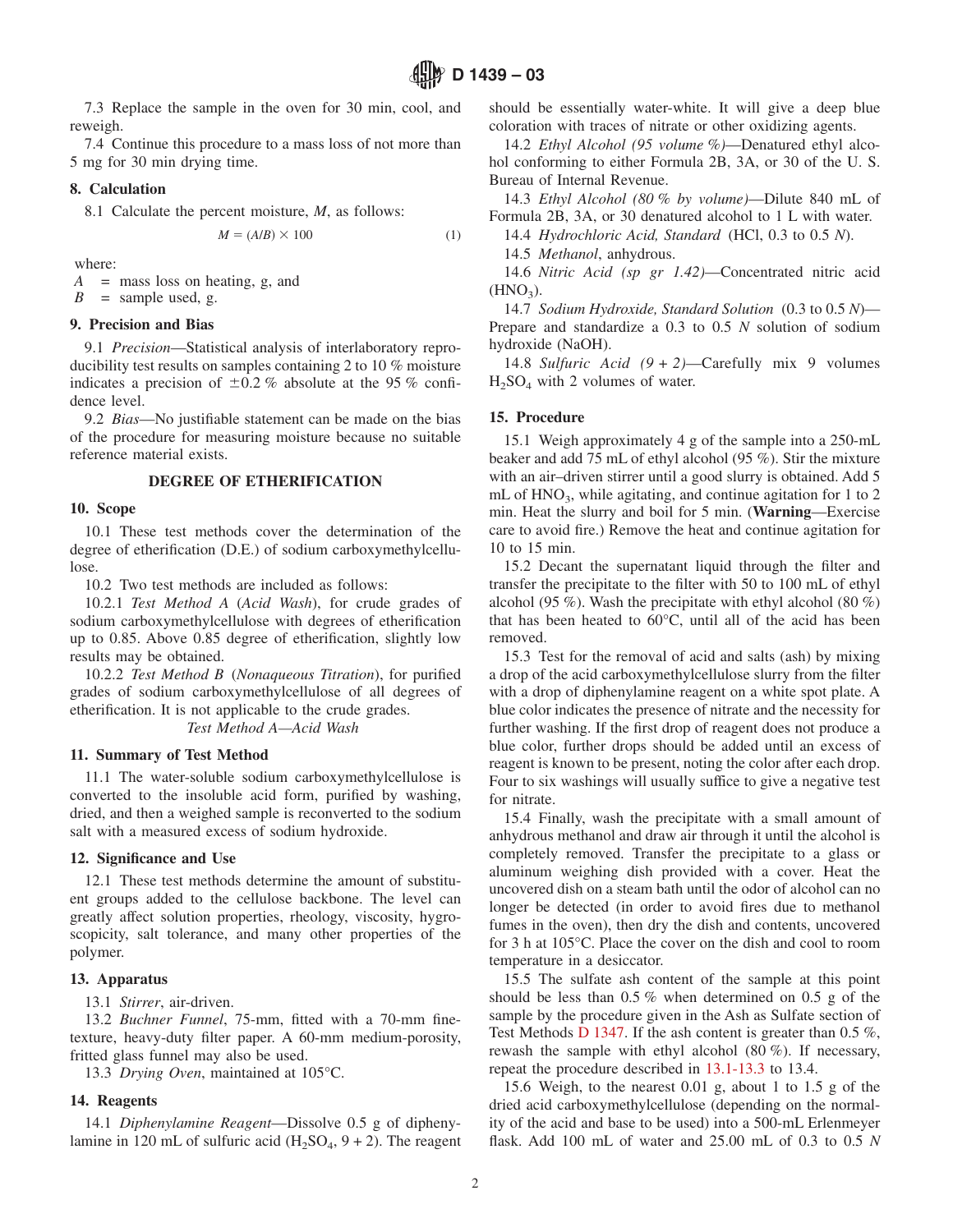7.3 Replace the sample in the oven for 30 min, cool, and reweigh.

7.4 Continue this procedure to a mass loss of not more than 5 mg for 30 min drying time.

## 8. Calculation

8.1 Calculate the percent moisture, $M$, as follows:

$$M = (A/B) \times 100 \quad (1)$$

where:

$A$ = mass loss on heating, g, and
$B$ = sample used, g.

## 9. Precision and Bias

9.1 *Precision*—Statistical analysis of interlaboratory reproducibility test results on samples containing 2 to 10 % moisture indicates a precision of ±0.2 % absolute at the 95 % confidence level.

9.2 *Bias*—No justifiable statement can be made on the bias of the procedure for measuring moisture because no suitable reference material exists.

# DEGREE OF ETHERIFICATION

## 10. Scope

10.1 These test methods cover the determination of the degree of etherification (D.E.) of sodium carboxymethylcellulose.

10.2 Two test methods are included as follows:

10.2.1 *Test Method A* (*Acid Wash*), for crude grades of sodium carboxymethylcellulose with degrees of etherification up to 0.85. Above 0.85 degree of etherification, slightly low results may be obtained.

10.2.2 *Test Method B* (*Nonaqueous Titration*), for purified grades of sodium carboxymethylcellulose of all degrees of etherification. It is not applicable to the crude grades.

*Test Method A—Acid Wash*

## 11. Summary of Test Method

11.1 The water-soluble sodium carboxymethylcellulose is converted to the insoluble acid form, purified by washing, dried, and then a weighed sample is reconverted to the sodium salt with a measured excess of sodium hydroxide.

## 12. Significance and Use

12.1 These test methods determine the amount of substituent groups added to the cellulose backbone. The level can greatly affect solution properties, rheology, viscosity, hygroscopicity, salt tolerance, and many other properties of the polymer.

## 13. Apparatus

13.1 *Stirrer*, air-driven.

13.2 *Buchner Funnel*, 75-mm, fitted with a 70-mm fine-texture, heavy-duty filter paper. A 60-mm medium-porosity, fritted glass funnel may also be used.

13.3 *Drying Oven*, maintained at 105°C.

## 14. Reagents

14.1 *Diphenylamine Reagent*—Dissolve 0.5 g of diphenylamine in 120 mL of sulfuric acid ($H_2SO_4$, 9 + 2). The reagent should be essentially water-white. It will give a deep blue coloration with traces of nitrate or other oxidizing agents.

14.2 *Ethyl Alcohol (95 volume %)*—Denatured ethyl alcohol conforming to either Formula 2B, 3A, or 30 of the U. S. Bureau of Internal Revenue.

14.3 *Ethyl Alcohol (80 % by volume)*—Dilute 840 mL of Formula 2B, 3A, or 30 denatured alcohol to 1 L with water.

14.4 *Hydrochloric Acid, Standard* (HCl, 0.3 to 0.5 *N*).

14.5 *Methanol*, anhydrous.

14.6 *Nitric Acid (sp gr 1.42)*—Concentrated nitric acid ($HNO_3$).

14.7 *Sodium Hydroxide, Standard Solution* (0.3 to 0.5 *N*)—Prepare and standardize a 0.3 to 0.5 *N* solution of sodium hydroxide (NaOH).

14.8 *Sulfuric Acid (9 + 2)*—Carefully mix 9 volumes $H_2SO_4$ with 2 volumes of water.

## 15. Procedure

15.1 Weigh approximately 4 g of the sample into a 250-mL beaker and add 75 mL of ethyl alcohol (95 %). Stir the mixture with an air–driven stirrer until a good slurry is obtained. Add 5 mL of $HNO_3$, while agitating, and continue agitation for 1 to 2 min. Heat the slurry and boil for 5 min. (**Warning**—Exercise care to avoid fire.) Remove the heat and continue agitation for 10 to 15 min.

15.2 Decant the supernatant liquid through the filter and transfer the precipitate to the filter with 50 to 100 mL of ethyl alcohol (95 %). Wash the precipitate with ethyl alcohol (80 %) that has been heated to 60°C, until all of the acid has been removed.

15.3 Test for the removal of acid and salts (ash) by mixing a drop of the acid carboxymethylcellulose slurry from the filter with a drop of diphenylamine reagent on a white spot plate. A blue color indicates the presence of nitrate and the necessity for further washing. If the first drop of reagent does not produce a blue color, further drops should be added until an excess of reagent is known to be present, noting the color after each drop. Four to six washings will usually suffice to give a negative test for nitrate.

15.4 Finally, wash the precipitate with a small amount of anhydrous methanol and draw air through it until the alcohol is completely removed. Transfer the precipitate to a glass or aluminum weighing dish provided with a cover. Heat the uncovered dish on a steam bath until the odor of alcohol can no longer be detected (in order to avoid fires due to methanol fumes in the oven), then dry the dish and contents, uncovered for 3 h at 105°C. Place the cover on the dish and cool to room temperature in a desiccator.

15.5 The sulfate ash content of the sample at this point should be less than 0.5 % when determined on 0.5 g of the sample by the procedure given in the Ash as Sulfate section of Test Methods D 1347. If the ash content is greater than 0.5 %, rewash the sample with ethyl alcohol (80 %). If necessary, repeat the procedure described in 13.1-13.3 to 13.4.

15.6 Weigh, to the nearest 0.01 g, about 1 to 1.5 g of the dried acid carboxymethylcellulose (depending on the normality of the acid and base to be used) into a 500-mL Erlenmeyer flask. Add 100 mL of water and 25.00 mL of 0.3 to 0.5 *N*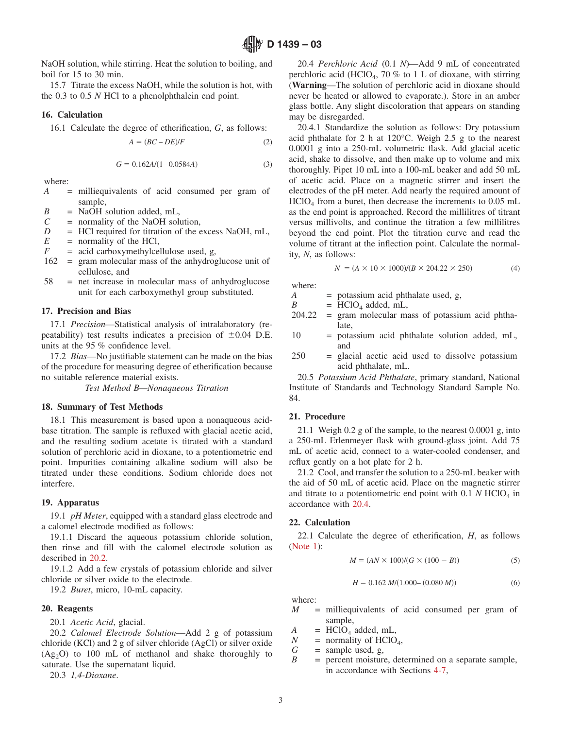NaOH solution, while stirring. Heat the solution to boiling, and boil for 15 to 30 min.

15.7 Titrate the excess NaOH, while the solution is hot, with the 0.3 to 0.5 *N* HCl to a phenolphthalein end point.

## 16. Calculation

16.1 Calculate the degree of etherification, *G*, as follows:

$$A = (BC - DE)/F \tag{2}$$

$$G = 0.162A/(1 - 0.0584A) \tag{3}$$

where:

- $A$ = milliequivalents of acid consumed per gram of sample,
- $B$ = NaOH solution added, mL,
- $C$ = normality of the NaOH solution,
- $D$ = HCl required for titration of the excess NaOH, mL,
- $E$ = normality of the HCl,
- $F$ = acid carboxymethylcellulose used, g,
- 162 = gram molecular mass of the anhydroglucose unit of cellulose, and
- 58 = net increase in molecular mass of anhydroglucose unit for each carboxymethyl group substituted.

## 17. Precision and Bias

17.1 *Precision*—Statistical analysis of intralaboratory (repeatability) test results indicates a precision of ±0.04 D.E. units at the 95 % confidence level.

17.2 *Bias*—No justifiable statement can be made on the bias of the procedure for measuring degree of etherification because no suitable reference material exists.

*Test Method B—Nonaqueous Titration*

## 18. Summary of Test Methods

18.1 This measurement is based upon a nonaqueous acid-base titration. The sample is refluxed with glacial acetic acid, and the resulting sodium acetate is titrated with a standard solution of perchloric acid in dioxane, to a potentiometric end point. Impurities containing alkaline sodium will also be titrated under these conditions. Sodium chloride does not interfere.

## 19. Apparatus

19.1 *pH Meter*, equipped with a standard glass electrode and a calomel electrode modified as follows:

19.1.1 Discard the aqueous potassium chloride solution, then rinse and fill with the calomel electrode solution as described in 20.2.

19.1.2 Add a few crystals of potassium chloride and silver chloride or silver oxide to the electrode.

19.2 *Buret*, micro, 10-mL capacity.

## 20. Reagents

20.1 *Acetic Acid*, glacial.

20.2 *Calomel Electrode Solution*—Add 2 g of potassium chloride (KCl) and 2 g of silver chloride (AgCl) or silver oxide ($Ag_2O$) to 100 mL of methanol and shake thoroughly to saturate. Use the supernatant liquid.

20.3 *1,4-Dioxane*.

20.4 *Perchloric Acid* (0.1 *N*)—Add 9 mL of concentrated perchloric acid ($HClO_4$, 70 % to 1 L of dioxane, with stirring (**Warning**—The solution of perchloric acid in dioxane should never be heated or allowed to evaporate.). Store in an amber glass bottle. Any slight discoloration that appears on standing may be disregarded.

20.4.1 Standardize the solution as follows: Dry potassium acid phthalate for 2 h at 120°C. Weigh 2.5 g to the nearest 0.0001 g into a 250-mL volumetric flask. Add glacial acetic acid, shake to dissolve, and then make up to volume and mix thoroughly. Pipet 10 mL into a 100-mL beaker and add 50 mL of acetic acid. Place on a magnetic stirrer and insert the electrodes of the pH meter. Add nearly the required amount of $HClO_4$ from a buret, then decrease the increments to 0.05 mL as the end point is approached. Record the millilitres of titrant versus millivolts, and continue the titration a few millilitres beyond the end point. Plot the titration curve and read the volume of titrant at the inflection point. Calculate the normality, *N*, as follows:

$$N = (A \times 10 \times 1000)/(B \times 204.22 \times 250) \tag{4}$$

where:

- $A$ = potassium acid phthalate used, g,
- $B$ = $HClO_4$ added, mL,
- 204.22 = gram molecular mass of potassium acid phthalate,
- 10 = potassium acid phthalate solution added, mL, and
- 250 = glacial acetic acid used to dissolve potassium acid phthalate, mL.

20.5 *Potassium Acid Phthalate*, primary standard, National Institute of Standards and Technology Standard Sample No. 84.

## 21. Procedure

21.1 Weigh 0.2 g of the sample, to the nearest 0.0001 g, into a 250-mL Erlenmeyer flask with ground-glass joint. Add 75 mL of acetic acid, connect to a water-cooled condenser, and reflux gently on a hot plate for 2 h.

21.2 Cool, and transfer the solution to a 250-mL beaker with the aid of 50 mL of acetic acid. Place on the magnetic stirrer and titrate to a potentiometric end point with 0.1 *N* $HClO_4$ in accordance with 20.4.

## 22. Calculation

22.1 Calculate the degree of etherification, *H*, as follows (Note 1):

$$M = (AN \times 100)/(G \times (100 - B)) \tag{5}$$

$$H = 0.162\ M/(1.000 - (0.080\ M)) \tag{6}$$

where:

- $M$ = milliequivalents of acid consumed per gram of sample,
- $A$ = $HClO_4$ added, mL,
- $N$ = normality of $HClO_4$,
- $G$ = sample used, g,
- $B$ = percent moisture, determined on a separate sample, in accordance with Sections 4-7,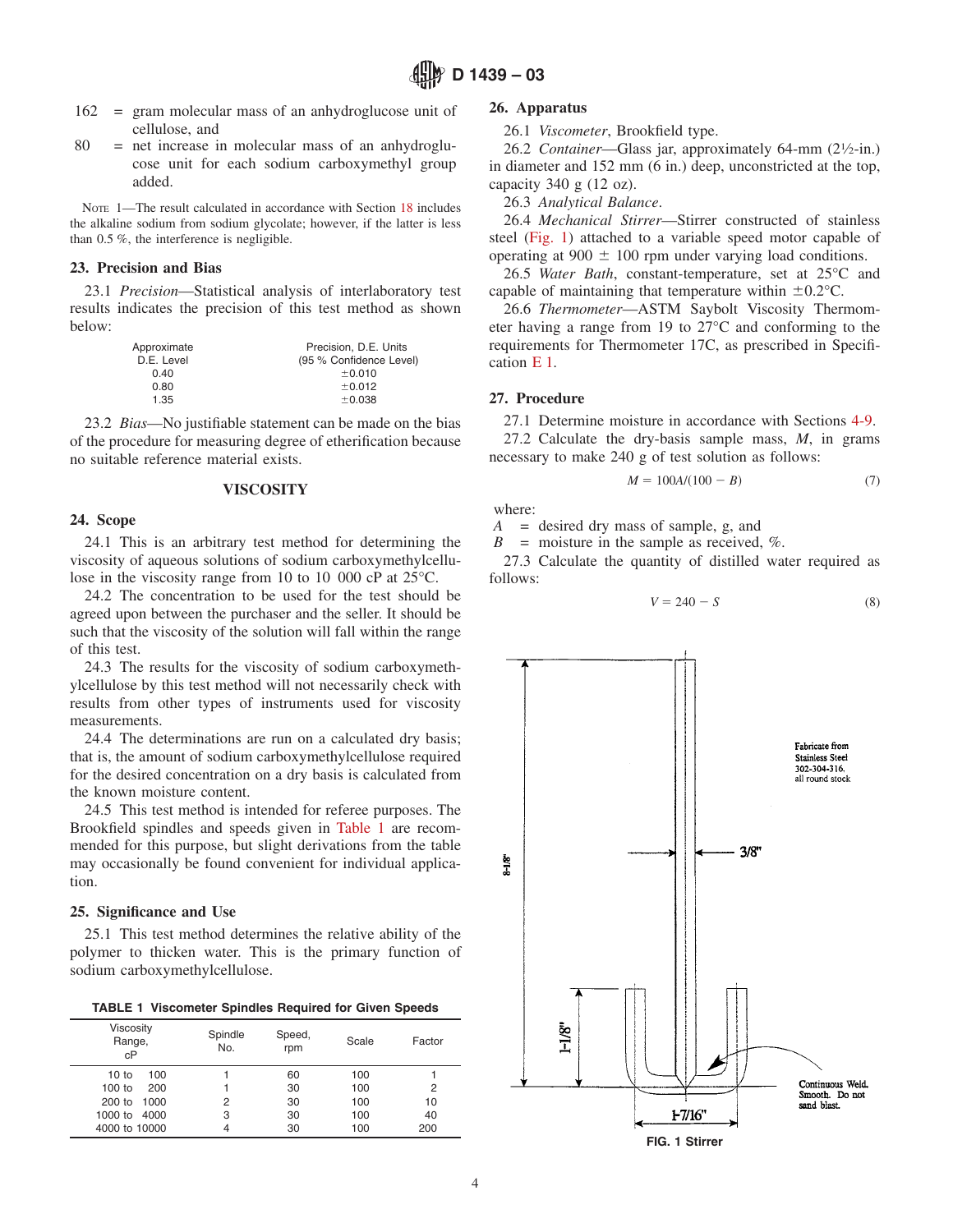162 = gram molecular mass of an anhydroglucose unit of cellulose, and
80 = net increase in molecular mass of an anhydroglucose unit for each sodium carboxymethyl group added.

NOTE 1—The result calculated in accordance with Section 18 includes the alkaline sodium from sodium glycolate; however, if the latter is less than 0.5 %, the interference is negligible.

## 23. Precision and Bias

23.1 *Precision*—Statistical analysis of interlaboratory test results indicates the precision of this test method as shown below:

| Approximate D.E. Level | Precision, D.E. Units (95 % Confidence Level) |
|---|---|
| 0.40 | ±0.010 |
| 0.80 | ±0.012 |
| 1.35 | ±0.038 |

23.2 *Bias*—No justifiable statement can be made on the bias of the procedure for measuring degree of etherification because no suitable reference material exists.

## VISCOSITY

## 24. Scope

24.1 This is an arbitrary test method for determining the viscosity of aqueous solutions of sodium carboxymethylcellulose in the viscosity range from 10 to 10 000 cP at 25°C.

24.2 The concentration to be used for the test should be agreed upon between the purchaser and the seller. It should be such that the viscosity of the solution will fall within the range of this test.

24.3 The results for the viscosity of sodium carboxymethylcellulose by this test method will not necessarily check with results from other types of instruments used for viscosity measurements.

24.4 The determinations are run on a calculated dry basis; that is, the amount of sodium carboxymethylcellulose required for the desired concentration on a dry basis is calculated from the known moisture content.

24.5 This test method is intended for referee purposes. The Brookfield spindles and speeds given in Table 1 are recommended for this purpose, but slight derivations from the table may occasionally be found convenient for individual application.

## 25. Significance and Use

25.1 This test method determines the relative ability of the polymer to thicken water. This is the primary function of sodium carboxymethylcellulose.

**TABLE 1 Viscometer Spindles Required for Given Speeds**

| Viscosity Range, cP | Spindle No. | Speed, rpm | Scale | Factor |
|---|---|---|---|---|
| 10 to 100 | 1 | 60 | 100 | 1 |
| 100 to 200 | 1 | 30 | 100 | 2 |
| 200 to 1000 | 2 | 30 | 100 | 10 |
| 1000 to 4000 | 3 | 30 | 100 | 40 |
| 4000 to 10000 | 4 | 30 | 100 | 200 |

## 26. Apparatus

26.1 *Viscometer*, Brookfield type.

26.2 *Container*—Glass jar, approximately 64-mm (2½-in.) in diameter and 152 mm (6 in.) deep, unconstricted at the top, capacity 340 g (12 oz).

26.3 *Analytical Balance*.

26.4 *Mechanical Stirrer*—Stirrer constructed of stainless steel (Fig. 1) attached to a variable speed motor capable of operating at 900 ± 100 rpm under varying load conditions.

26.5 *Water Bath*, constant-temperature, set at 25°C and capable of maintaining that temperature within ±0.2°C.

26.6 *Thermometer*—ASTM Saybolt Viscosity Thermometer having a range from 19 to 27°C and conforming to the requirements for Thermometer 17C, as prescribed in Specification E 1.

## 27. Procedure

27.1 Determine moisture in accordance with Sections 4-9.

27.2 Calculate the dry-basis sample mass, $M$, in grams necessary to make 240 g of test solution as follows:

$$M = 100A/(100 - B) \tag{7}$$

where:
$A$ = desired dry mass of sample, g, and
$B$ = moisture in the sample as received, %.

27.3 Calculate the quantity of distilled water required as follows:

$$V = 240 - S \tag{8}$$

Fabricate from Stainless Steel 302-304-316. all round stock

3/8"

8-1/8"

1-1/8"

1-7/16"

Continuous Weld. Smooth. Do not sand blast.

FIG. 1 Stirrer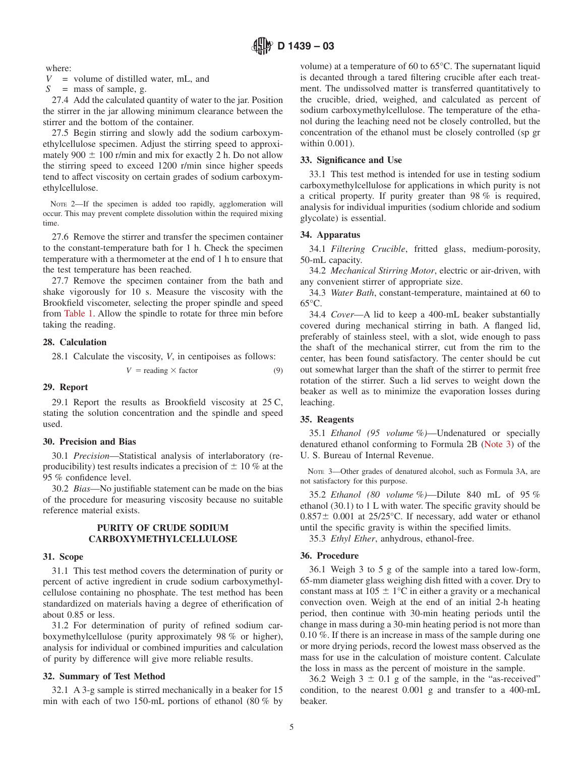where:

$V$ = volume of distilled water, mL, and

$S$ = mass of sample, g.

27.4 Add the calculated quantity of water to the jar. Position the stirrer in the jar allowing minimum clearance between the stirrer and the bottom of the container.

27.5 Begin stirring and slowly add the sodium carboxymethylcellulose specimen. Adjust the stirring speed to approximately 900 ± 100 r/min and mix for exactly 2 h. Do not allow the stirring speed to exceed 1200 r/min since higher speeds tend to affect viscosity on certain grades of sodium carboxymethylcellulose.

NOTE 2—If the specimen is added too rapidly, agglomeration will occur. This may prevent complete dissolution within the required mixing time.

27.6 Remove the stirrer and transfer the specimen container to the constant-temperature bath for 1 h. Check the specimen temperature with a thermometer at the end of 1 h to ensure that the test temperature has been reached.

27.7 Remove the specimen container from the bath and shake vigorously for 10 s. Measure the viscosity with the Brookfield viscometer, selecting the proper spindle and speed from Table 1. Allow the spindle to rotate for three min before taking the reading.

## 28. Calculation

28.1 Calculate the viscosity, $V$, in centipoises as follows:

$$V = \text{reading} \times \text{factor} \tag{9}$$

## 29. Report

29.1 Report the results as Brookfield viscosity at 25 C, stating the solution concentration and the spindle and speed used.

## 30. Precision and Bias

30.1 *Precision*—Statistical analysis of interlaboratory (reproducibility) test results indicates a precision of ± 10 % at the 95 % confidence level.

30.2 *Bias*—No justifiable statement can be made on the bias of the procedure for measuring viscosity because no suitable reference material exists.

## PURITY OF CRUDE SODIUM CARBOXYMETHYLCELLULOSE

## 31. Scope

31.1 This test method covers the determination of purity or percent of active ingredient in crude sodium carboxymethylcellulose containing no phosphate. The test method has been standardized on materials having a degree of etherification of about 0.85 or less.

31.2 For determination of purity of refined sodium carboxymethylcellulose (purity approximately 98 % or higher), analysis for individual or combined impurities and calculation of purity by difference will give more reliable results.

## 32. Summary of Test Method

32.1 A 3-g sample is stirred mechanically in a beaker for 15 min with each of two 150-mL portions of ethanol (80 % by volume) at a temperature of 60 to 65°C. The supernatant liquid is decanted through a tared filtering crucible after each treatment. The undissolved matter is transferred quantitatively to the crucible, dried, weighed, and calculated as percent of sodium carboxymethylcellulose. The temperature of the ethanol during the leaching need not be closely controlled, but the concentration of the ethanol must be closely controlled (sp gr within 0.001).

## 33. Significance and Use

33.1 This test method is intended for use in testing sodium carboxymethylcellulose for applications in which purity is not a critical property. If purity greater than 98 % is required, analysis for individual impurities (sodium chloride and sodium glycolate) is essential.

## 34. Apparatus

34.1 *Filtering Crucible*, fritted glass, medium-porosity, 50-mL capacity.

34.2 *Mechanical Stirring Motor*, electric or air-driven, with any convenient stirrer of appropriate size.

34.3 *Water Bath*, constant-temperature, maintained at 60 to 65°C.

34.4 *Cover*—A lid to keep a 400-mL beaker substantially covered during mechanical stirring in bath. A flanged lid, preferably of stainless steel, with a slot, wide enough to pass the shaft of the mechanical stirrer, cut from the rim to the center, has been found satisfactory. The center should be cut out somewhat larger than the shaft of the stirrer to permit free rotation of the stirrer. Such a lid serves to weight down the beaker as well as to minimize the evaporation losses during leaching.

## 35. Reagents

35.1 *Ethanol (95 volume %)*—Undenatured or specially denatured ethanol conforming to Formula 2B (Note 3) of the U. S. Bureau of Internal Revenue.

NOTE 3—Other grades of denatured alcohol, such as Formula 3A, are not satisfactory for this purpose.

35.2 *Ethanol (80 volume %)*—Dilute 840 mL of 95 % ethanol (30.1) to 1 L with water. The specific gravity should be 0.857± 0.001 at 25/25°C. If necessary, add water or ethanol until the specific gravity is within the specified limits.

35.3 *Ethyl Ether*, anhydrous, ethanol-free.

## 36. Procedure

36.1 Weigh 3 to 5 g of the sample into a tared low-form, 65-mm diameter glass weighing dish fitted with a cover. Dry to constant mass at 105 ± 1°C in either a gravity or a mechanical convection oven. Weigh at the end of an initial 2-h heating period, then continue with 30-min heating periods until the change in mass during a 30-min heating period is not more than 0.10 %. If there is an increase in mass of the sample during one or more drying periods, record the lowest mass observed as the mass for use in the calculation of moisture content. Calculate the loss in mass as the percent of moisture in the sample.

36.2 Weigh 3 ± 0.1 g of the sample, in the "as-received" condition, to the nearest 0.001 g and transfer to a 400-mL beaker.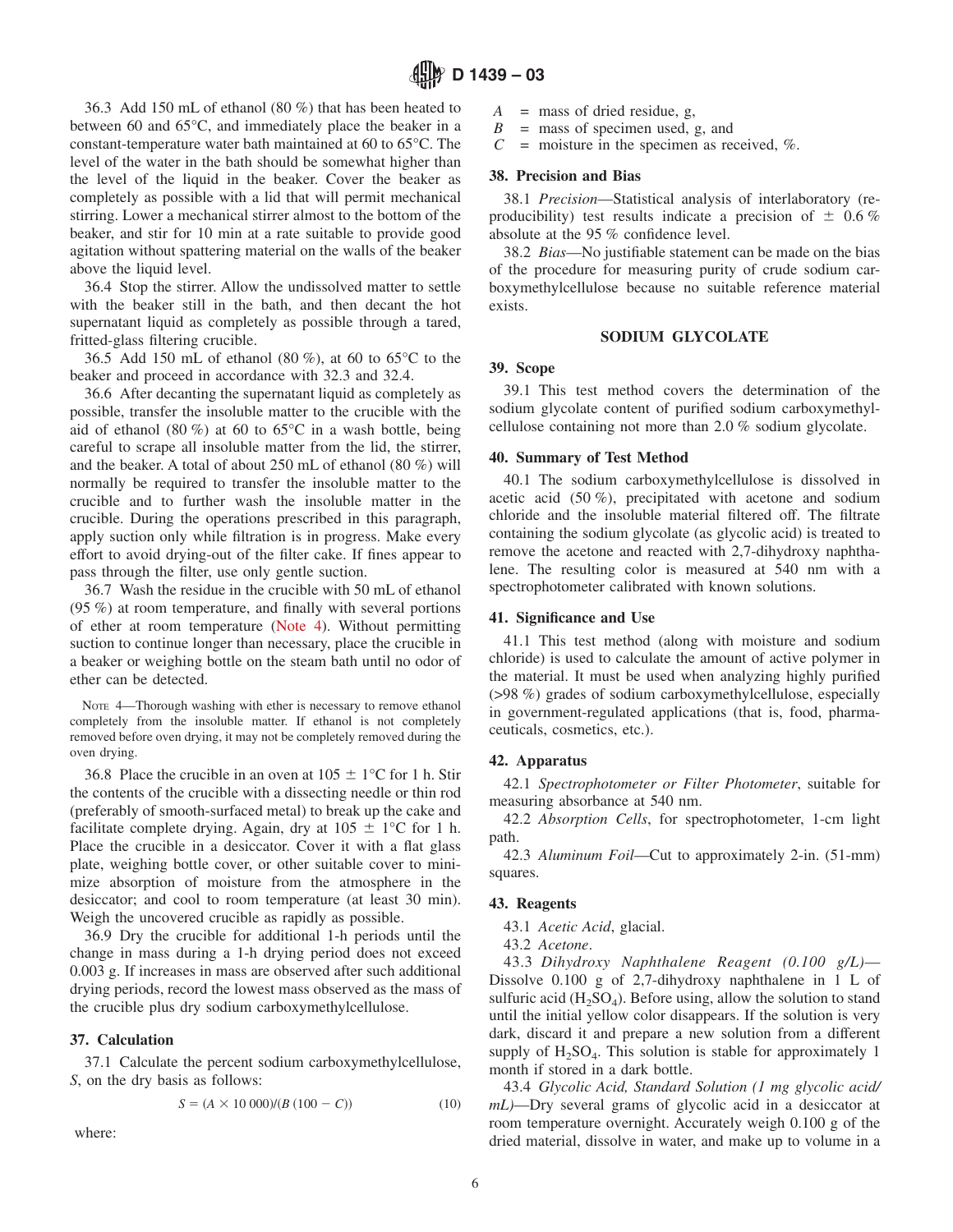36.3 Add 150 mL of ethanol (80 %) that has been heated to between 60 and 65°C, and immediately place the beaker in a constant-temperature water bath maintained at 60 to 65°C. The level of the water in the bath should be somewhat higher than the level of the liquid in the beaker. Cover the beaker as completely as possible with a lid that will permit mechanical stirring. Lower a mechanical stirrer almost to the bottom of the beaker, and stir for 10 min at a rate suitable to provide good agitation without spattering material on the walls of the beaker above the liquid level.

36.4 Stop the stirrer. Allow the undissolved matter to settle with the beaker still in the bath, and then decant the hot supernatant liquid as completely as possible through a tared, fritted-glass filtering crucible.

36.5 Add 150 mL of ethanol (80 %), at 60 to 65°C to the beaker and proceed in accordance with 32.3 and 32.4.

36.6 After decanting the supernatant liquid as completely as possible, transfer the insoluble matter to the crucible with the aid of ethanol (80 %) at 60 to 65°C in a wash bottle, being careful to scrape all insoluble matter from the lid, the stirrer, and the beaker. A total of about 250 mL of ethanol (80 %) will normally be required to transfer the insoluble matter to the crucible and to further wash the insoluble matter in the crucible. During the operations prescribed in this paragraph, apply suction only while filtration is in progress. Make every effort to avoid drying-out of the filter cake. If fines appear to pass through the filter, use only gentle suction.

36.7 Wash the residue in the crucible with 50 mL of ethanol (95 %) at room temperature, and finally with several portions of ether at room temperature (Note 4). Without permitting suction to continue longer than necessary, place the crucible in a beaker or weighing bottle on the steam bath until no odor of ether can be detected.

NOTE 4—Thorough washing with ether is necessary to remove ethanol completely from the insoluble matter. If ethanol is not completely removed before oven drying, it may not be completely removed during the oven drying.

36.8 Place the crucible in an oven at 105 ± 1°C for 1 h. Stir the contents of the crucible with a dissecting needle or thin rod (preferably of smooth-surfaced metal) to break up the cake and facilitate complete drying. Again, dry at 105 ± 1°C for 1 h. Place the crucible in a desiccator. Cover it with a flat glass plate, weighing bottle cover, or other suitable cover to minimize absorption of moisture from the atmosphere in the desiccator; and cool to room temperature (at least 30 min). Weigh the uncovered crucible as rapidly as possible.

36.9 Dry the crucible for additional 1-h periods until the change in mass during a 1-h drying period does not exceed 0.003 g. If increases in mass are observed after such additional drying periods, record the lowest mass observed as the mass of the crucible plus dry sodium carboxymethylcellulose.

## 37. Calculation

37.1 Calculate the percent sodium carboxymethylcellulose, $S$, on the dry basis as follows:

$$S = (A \times 10\,000)/(B\,(100 - C)) \qquad (10)$$

where:

$A$ = mass of dried residue, g,
$B$ = mass of specimen used, g, and
$C$ = moisture in the specimen as received, %.

## 38. Precision and Bias

38.1 *Precision*—Statistical analysis of interlaboratory (reproducibility) test results indicate a precision of ± 0.6 % absolute at the 95 % confidence level.

38.2 *Bias*—No justifiable statement can be made on the bias of the procedure for measuring purity of crude sodium carboxymethylcellulose because no suitable reference material exists.

## SODIUM GLYCOLATE

## 39. Scope

39.1 This test method covers the determination of the sodium glycolate content of purified sodium carboxymethylcellulose containing not more than 2.0 % sodium glycolate.

## 40. Summary of Test Method

40.1 The sodium carboxymethylcellulose is dissolved in acetic acid (50 %), precipitated with acetone and sodium chloride and the insoluble material filtered off. The filtrate containing the sodium glycolate (as glycolic acid) is treated to remove the acetone and reacted with 2,7-dihydroxy naphthalene. The resulting color is measured at 540 nm with a spectrophotometer calibrated with known solutions.

## 41. Significance and Use

41.1 This test method (along with moisture and sodium chloride) is used to calculate the amount of active polymer in the material. It must be used when analyzing highly purified (>98 %) grades of sodium carboxymethylcellulose, especially in government-regulated applications (that is, food, pharmaceuticals, cosmetics, etc.).

## 42. Apparatus

42.1 *Spectrophotometer or Filter Photometer*, suitable for measuring absorbance at 540 nm.

42.2 *Absorption Cells*, for spectrophotometer, 1-cm light path.

42.3 *Aluminum Foil*—Cut to approximately 2-in. (51-mm) squares.

## 43. Reagents

43.1 *Acetic Acid*, glacial.

43.2 *Acetone*.

43.3 *Dihydroxy Naphthalene Reagent (0.100 g/L)*—Dissolve 0.100 g of 2,7-dihydroxy naphthalene in 1 L of sulfuric acid ($H_2SO_4$). Before using, allow the solution to stand until the initial yellow color disappears. If the solution is very dark, discard it and prepare a new solution from a different supply of $H_2SO_4$. This solution is stable for approximately 1 month if stored in a dark bottle.

43.4 *Glycolic Acid, Standard Solution (1 mg glycolic acid/mL)*—Dry several grams of glycolic acid in a desiccator at room temperature overnight. Accurately weigh 0.100 g of the dried material, dissolve in water, and make up to volume in a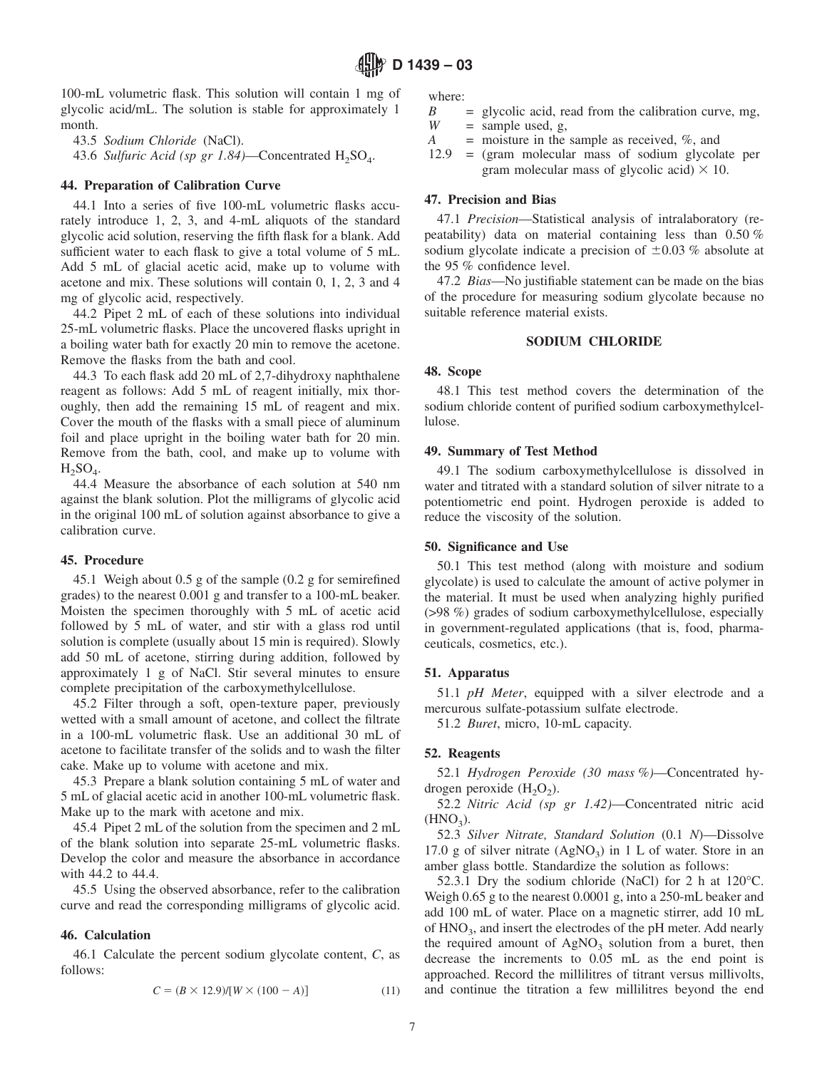100-mL volumetric flask. This solution will contain 1 mg of glycolic acid/mL. The solution is stable for approximately 1 month.

43.5 *Sodium Chloride* (NaCl).

43.6 *Sulfuric Acid (sp gr 1.84)*—Concentrated $H_2SO_4$.

### 44. Preparation of Calibration Curve

44.1 Into a series of five 100-mL volumetric flasks accurately introduce 1, 2, 3, and 4-mL aliquots of the standard glycolic acid solution, reserving the fifth flask for a blank. Add sufficient water to each flask to give a total volume of 5 mL. Add 5 mL of glacial acetic acid, make up to volume with acetone and mix. These solutions will contain 0, 1, 2, 3 and 4 mg of glycolic acid, respectively.

44.2 Pipet 2 mL of each of these solutions into individual 25-mL volumetric flasks. Place the uncovered flasks upright in a boiling water bath for exactly 20 min to remove the acetone. Remove the flasks from the bath and cool.

44.3 To each flask add 20 mL of 2,7-dihydroxy naphthalene reagent as follows: Add 5 mL of reagent initially, mix thoroughly, then add the remaining 15 mL of reagent and mix. Cover the mouth of the flasks with a small piece of aluminum foil and place upright in the boiling water bath for 20 min. Remove from the bath, cool, and make up to volume with $H_2SO_4$.

44.4 Measure the absorbance of each solution at 540 nm against the blank solution. Plot the milligrams of glycolic acid in the original 100 mL of solution against absorbance to give a calibration curve.

### 45. Procedure

45.1 Weigh about 0.5 g of the sample (0.2 g for semirefined grades) to the nearest 0.001 g and transfer to a 100-mL beaker. Moisten the specimen thoroughly with 5 mL of acetic acid followed by 5 mL of water, and stir with a glass rod until solution is complete (usually about 15 min is required). Slowly add 50 mL of acetone, stirring during addition, followed by approximately 1 g of NaCl. Stir several minutes to ensure complete precipitation of the carboxymethylcellulose.

45.2 Filter through a soft, open-texture paper, previously wetted with a small amount of acetone, and collect the filtrate in a 100-mL volumetric flask. Use an additional 30 mL of acetone to facilitate transfer of the solids and to wash the filter cake. Make up to volume with acetone and mix.

45.3 Prepare a blank solution containing 5 mL of water and 5 mL of glacial acetic acid in another 100-mL volumetric flask. Make up to the mark with acetone and mix.

45.4 Pipet 2 mL of the solution from the specimen and 2 mL of the blank solution into separate 25-mL volumetric flasks. Develop the color and measure the absorbance in accordance with 44.2 to 44.4.

45.5 Using the observed absorbance, refer to the calibration curve and read the corresponding milligrams of glycolic acid.

### 46. Calculation

46.1 Calculate the percent sodium glycolate content, $C$, as follows:

$$C = (B \times 12.9)/[W \times (100 - A)] \quad (11)$$

where:

$B$ = glycolic acid, read from the calibration curve, mg,
$W$ = sample used, g,
$A$ = moisture in the sample as received, %, and
12.9 = (gram molecular mass of sodium glycolate per gram molecular mass of glycolic acid) $\times$ 10.

### 47. Precision and Bias

47.1 *Precision*—Statistical analysis of intralaboratory (repeatability) data on material containing less than 0.50 % sodium glycolate indicate a precision of ±0.03 % absolute at the 95 % confidence level.

47.2 *Bias*—No justifiable statement can be made on the bias of the procedure for measuring sodium glycolate because no suitable reference material exists.

## SODIUM CHLORIDE

### 48. Scope

48.1 This test method covers the determination of the sodium chloride content of purified sodium carboxymethylcellulose.

### 49. Summary of Test Method

49.1 The sodium carboxymethylcellulose is dissolved in water and titrated with a standard solution of silver nitrate to a potentiometric end point. Hydrogen peroxide is added to reduce the viscosity of the solution.

### 50. Significance and Use

50.1 This test method (along with moisture and sodium glycolate) is used to calculate the amount of active polymer in the material. It must be used when analyzing highly purified (>98 %) grades of sodium carboxymethylcellulose, especially in government-regulated applications (that is, food, pharmaceuticals, cosmetics, etc.).

### 51. Apparatus

51.1 *pH Meter*, equipped with a silver electrode and a mercurous sulfate-potassium sulfate electrode.

51.2 *Buret*, micro, 10-mL capacity.

### 52. Reagents

52.1 *Hydrogen Peroxide (30 mass %)*—Concentrated hydrogen peroxide ($H_2O_2$).

52.2 *Nitric Acid (sp gr 1.42)*—Concentrated nitric acid ($HNO_3$).

52.3 *Silver Nitrate, Standard Solution* (0.1 *N*)—Dissolve 17.0 g of silver nitrate ($AgNO_3$) in 1 L of water. Store in an amber glass bottle. Standardize the solution as follows:

52.3.1 Dry the sodium chloride (NaCl) for 2 h at 120°C. Weigh 0.65 g to the nearest 0.0001 g, into a 250-mL beaker and add 100 mL of water. Place on a magnetic stirrer, add 10 mL of $HNO_3$, and insert the electrodes of the pH meter. Add nearly the required amount of $AgNO_3$ solution from a buret, then decrease the increments to 0.05 mL as the end point is approached. Record the millilitres of titrant versus millivolts, and continue the titration a few millilitres beyond the end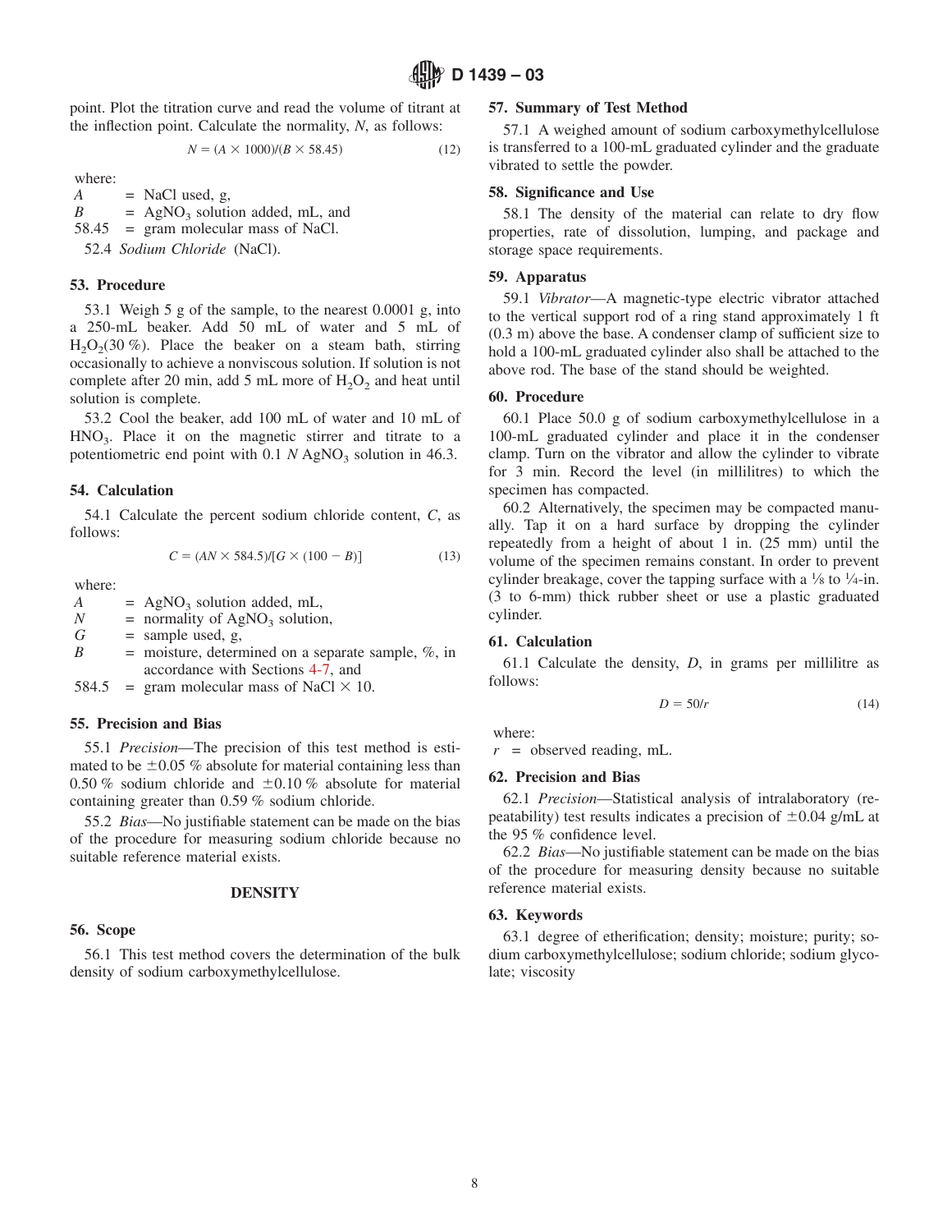point. Plot the titration curve and read the volume of titrant at the inflection point. Calculate the normality, $N$, as follows:

$$N = (A \times 1000)/(B \times 58.45) \tag{12}$$

where:

$A$ = NaCl used, g,
$B$ = $AgNO_3$ solution added, mL, and
58.45 = gram molecular mass of NaCl.

52.4 *Sodium Chloride* (NaCl).

## 53. Procedure

53.1 Weigh 5 g of the sample, to the nearest 0.0001 g, into a 250-mL beaker. Add 50 mL of water and 5 mL of $H_2O_2$(30 %). Place the beaker on a steam bath, stirring occasionally to achieve a nonviscous solution. If solution is not complete after 20 min, add 5 mL more of $H_2O_2$ and heat until solution is complete.

53.2 Cool the beaker, add 100 mL of water and 10 mL of $HNO_3$. Place it on the magnetic stirrer and titrate to a potentiometric end point with 0.1 $N$ $AgNO_3$ solution in 46.3.

## 54. Calculation

54.1 Calculate the percent sodium chloride content, $C$, as follows:

$$C = (AN \times 584.5)/[G \times (100 - B)] \tag{13}$$

where:

$A$ = $AgNO_3$ solution added, mL,
$N$ = normality of $AgNO_3$ solution,
$G$ = sample used, g,
$B$ = moisture, determined on a separate sample, %, in accordance with Sections 4-7, and
584.5 = gram molecular mass of NaCl × 10.

## 55. Precision and Bias

55.1 *Precision*—The precision of this test method is estimated to be ±0.05 % absolute for material containing less than 0.50 % sodium chloride and ±0.10 % absolute for material containing greater than 0.59 % sodium chloride.

55.2 *Bias*—No justifiable statement can be made on the bias of the procedure for measuring sodium chloride because no suitable reference material exists.

# DENSITY

## 56. Scope

56.1 This test method covers the determination of the bulk density of sodium carboxymethylcellulose.

## 57. Summary of Test Method

57.1 A weighed amount of sodium carboxymethylcellulose is transferred to a 100-mL graduated cylinder and the graduate vibrated to settle the powder.

## 58. Significance and Use

58.1 The density of the material can relate to dry flow properties, rate of dissolution, lumping, and package and storage space requirements.

## 59. Apparatus

59.1 *Vibrator*—A magnetic-type electric vibrator attached to the vertical support rod of a ring stand approximately 1 ft (0.3 m) above the base. A condenser clamp of sufficient size to hold a 100-mL graduated cylinder also shall be attached to the above rod. The base of the stand should be weighted.

## 60. Procedure

60.1 Place 50.0 g of sodium carboxymethylcellulose in a 100-mL graduated cylinder and place it in the condenser clamp. Turn on the vibrator and allow the cylinder to vibrate for 3 min. Record the level (in millilitres) to which the specimen has compacted.

60.2 Alternatively, the specimen may be compacted manually. Tap it on a hard surface by dropping the cylinder repeatedly from a height of about 1 in. (25 mm) until the volume of the specimen remains constant. In order to prevent cylinder breakage, cover the tapping surface with a ⅛ to ¼-in. (3 to 6-mm) thick rubber sheet or use a plastic graduated cylinder.

## 61. Calculation

61.1 Calculate the density, $D$, in grams per millilitre as follows:

$$D = 50/r \tag{14}$$

where:

$r$ = observed reading, mL.

## 62. Precision and Bias

62.1 *Precision*—Statistical analysis of intralaboratory (repeatability) test results indicates a precision of ±0.04 g/mL at the 95 % confidence level.

62.2 *Bias*—No justifiable statement can be made on the bias of the procedure for measuring density because no suitable reference material exists.

## 63. Keywords

63.1 degree of etherification; density; moisture; purity; sodium carboxymethylcellulose; sodium chloride; sodium glycolate; viscosity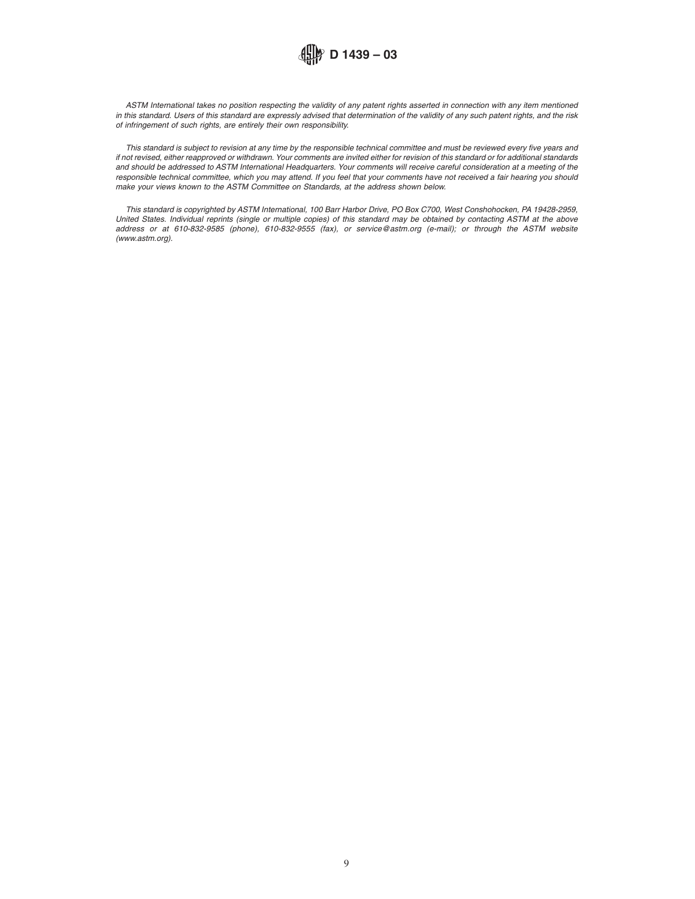*ASTM International takes no position respecting the validity of any patent rights asserted in connection with any item mentioned in this standard. Users of this standard are expressly advised that determination of the validity of any such patent rights, and the risk of infringement of such rights, are entirely their own responsibility.*

*This standard is subject to revision at any time by the responsible technical committee and must be reviewed every five years and if not revised, either reapproved or withdrawn. Your comments are invited either for revision of this standard or for additional standards and should be addressed to ASTM International Headquarters. Your comments will receive careful consideration at a meeting of the responsible technical committee, which you may attend. If you feel that your comments have not received a fair hearing you should make your views known to the ASTM Committee on Standards, at the address shown below.*

*This standard is copyrighted by ASTM International, 100 Barr Harbor Drive, PO Box C700, West Conshohocken, PA 19428-2959, United States. Individual reprints (single or multiple copies) of this standard may be obtained by contacting ASTM at the above address or at 610-832-9585 (phone), 610-832-9555 (fax), or service@astm.org (e-mail); or through the ASTM website (www.astm.org).*